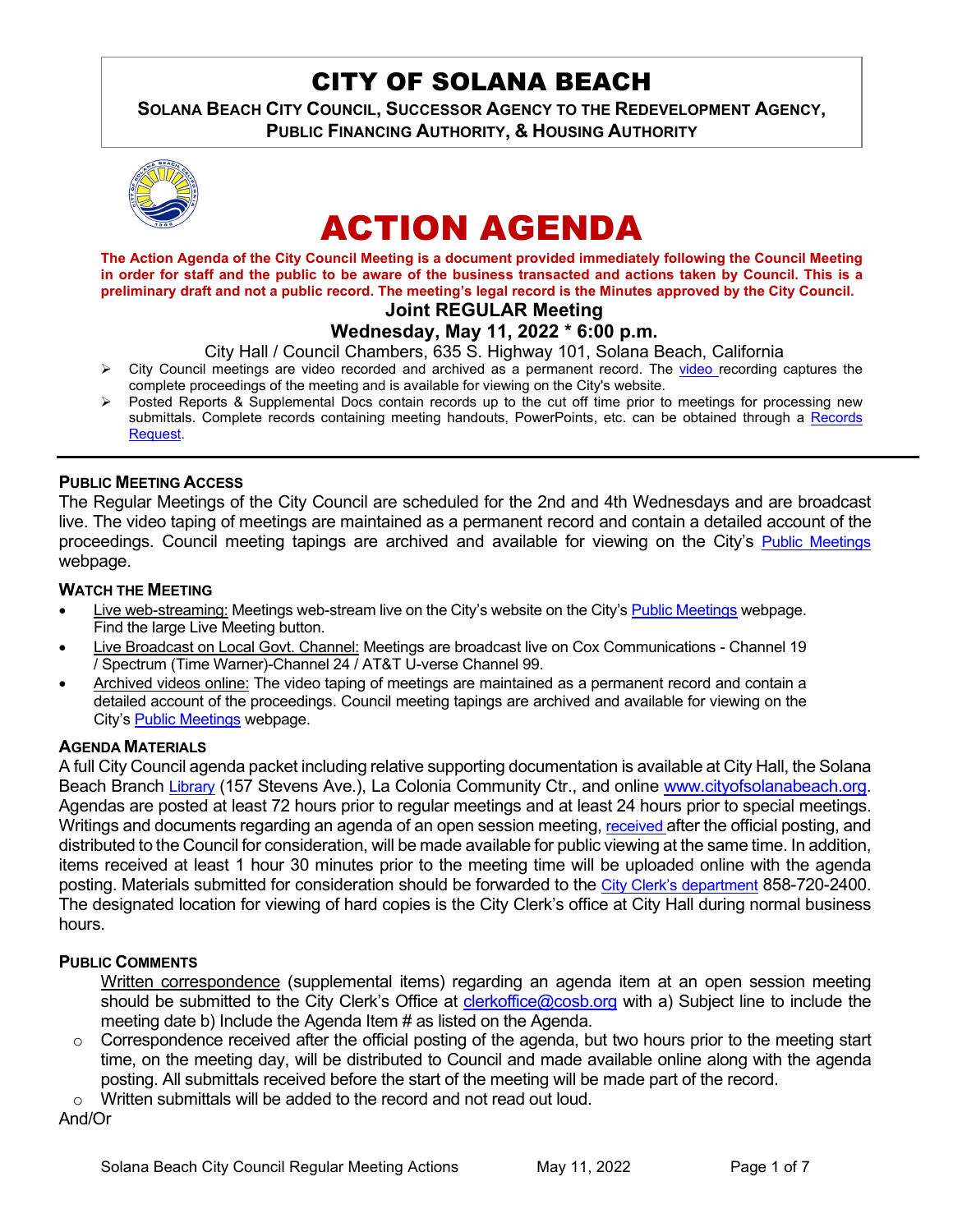# CITY OF SOLANA BEACH

**SOLANA BEACH CITY COUNCIL, SUCCESSOR AGENCY TO THE REDEVELOPMENT AGENCY, PUBLIC FINANCING AUTHORITY, & HOUSING AUTHORITY**

# ACTION AGENDA

**The Action Agenda of the City Council Meeting is a document provided immediately following the Council Meeting in order for staff and the public to be aware of the business transacted and actions taken by Council. This is a preliminary draft and not a public record. The meeting's legal record is the Minutes approved by the City Council.**

**Joint REGULAR Meeting**

**Wednesday, May 11, 2022 * 6:00 p.m.**

City Hall / Council Chambers, 635 S. Highway 101, Solana Beach, California

- City Council meetings are video recorded and archived as a permanent record. The video recording captures the complete proceedings of the meeting and is available for viewing on the City's website.
- Posted Reports & Supplemental Docs contain records up to the cut off time prior to meetings for processing new submittals. Complete records containing meeting handouts, PowerPoints, etc. can be obtained through a Records Request.

---

### PUBLIC MEETING ACCESS

The Regular Meetings of the City Council are scheduled for the 2nd and 4th Wednesdays and are broadcast live. The video taping of meetings are maintained as a permanent record and contain a detailed account of the proceedings. Council meeting tapings are archived and available for viewing on the City's Public Meetings webpage.

### WATCH THE MEETING

- Live web-streaming: Meetings web-stream live on the City's website on the City's Public Meetings webpage. Find the large Live Meeting button.
- Live Broadcast on Local Govt. Channel: Meetings are broadcast live on Cox Communications - Channel 19 / Spectrum (Time Warner)-Channel 24 / AT&T U-verse Channel 99.
- Archived videos online: The video taping of meetings are maintained as a permanent record and contain a detailed account of the proceedings. Council meeting tapings are archived and available for viewing on the City's Public Meetings webpage.

### AGENDA MATERIALS

A full City Council agenda packet including relative supporting documentation is available at City Hall, the Solana Beach Branch Library (157 Stevens Ave.), La Colonia Community Ctr., and online www.cityofsolanabeach.org. Agendas are posted at least 72 hours prior to regular meetings and at least 24 hours prior to special meetings. Writings and documents regarding an agenda of an open session meeting, received after the official posting, and distributed to the Council for consideration, will be made available for public viewing at the same time. In addition, items received at least 1 hour 30 minutes prior to the meeting time will be uploaded online with the agenda posting. Materials submitted for consideration should be forwarded to the City Clerk's department 858-720-2400. The designated location for viewing of hard copies is the City Clerk's office at City Hall during normal business hours.

### PUBLIC COMMENTS

Written correspondence (supplemental items) regarding an agenda item at an open session meeting should be submitted to the City Clerk's Office at clerkoffice@cosb.org with a) Subject line to include the meeting date b) Include the Agenda Item # as listed on the Agenda.

- Correspondence received after the official posting of the agenda, but two hours prior to the meeting start time, on the meeting day, will be distributed to Council and made available online along with the agenda posting. All submittals received before the start of the meeting will be made part of the record.
- Written submittals will be added to the record and not read out loud.

And/Or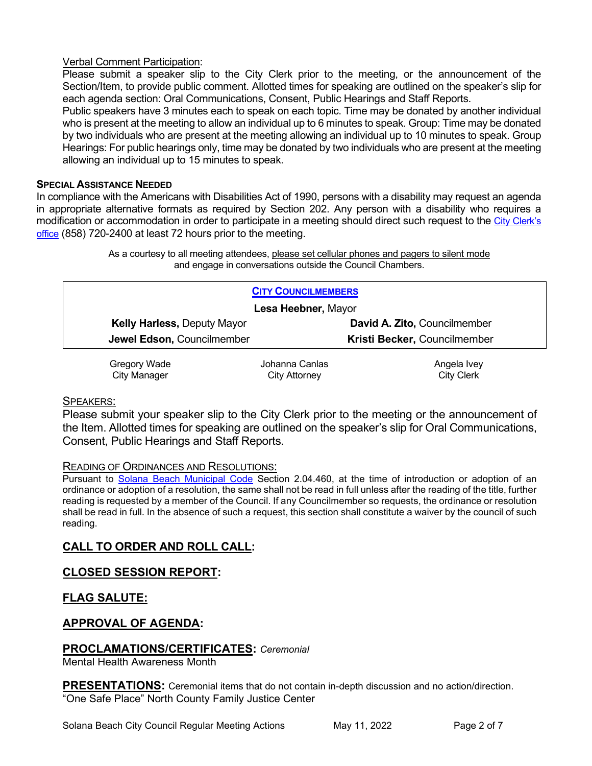Verbal Comment Participation:

Please submit a speaker slip to the City Clerk prior to the meeting, or the announcement of the Section/Item, to provide public comment. Allotted times for speaking are outlined on the speaker's slip for each agenda section: Oral Communications, Consent, Public Hearings and Staff Reports.

Public speakers have 3 minutes each to speak on each topic. Time may be donated by another individual who is present at the meeting to allow an individual up to 6 minutes to speak. Group: Time may be donated by two individuals who are present at the meeting allowing an individual up to 10 minutes to speak. Group Hearings: For public hearings only, time may be donated by two individuals who are present at the meeting allowing an individual up to 15 minutes to speak.

**SPECIAL ASSISTANCE NEEDED**

In compliance with the Americans with Disabilities Act of 1990, persons with a disability may request an agenda in appropriate alternative formats as required by Section 202. Any person with a disability who requires a modification or accommodation in order to participate in a meeting should direct such request to the City Clerk's office (858) 720-2400 at least 72 hours prior to the meeting.

As a courtesy to all meeting attendees, please set cellular phones and pagers to silent mode and engage in conversations outside the Council Chambers.

| CITY COUNCILMEMBERS | |
|---|---|
| **Lesa Heebner,** Mayor | |
| **Kelly Harless,** Deputy Mayor | **David A. Zito,** Councilmember |
| **Jewel Edson,** Councilmember | **Kristi Becker,** Councilmember |

| Gregory Wade | Johanna Canlas | Angela Ivey |
|---|---|---|
| City Manager | City Attorney | City Clerk |

SPEAKERS:

Please submit your speaker slip to the City Clerk prior to the meeting or the announcement of the Item. Allotted times for speaking are outlined on the speaker's slip for Oral Communications, Consent, Public Hearings and Staff Reports.

READING OF ORDINANCES AND RESOLUTIONS:

Pursuant to Solana Beach Municipal Code Section 2.04.460, at the time of introduction or adoption of an ordinance or adoption of a resolution, the same shall not be read in full unless after the reading of the title, further reading is requested by a member of the Council. If any Councilmember so requests, the ordinance or resolution shall be read in full. In the absence of such a request, this section shall constitute a waiver by the council of such reading.

## CALL TO ORDER AND ROLL CALL:

## CLOSED SESSION REPORT:

## FLAG SALUTE:

## APPROVAL OF AGENDA:

## PROCLAMATIONS/CERTIFICATES: *Ceremonial*

Mental Health Awareness Month

## PRESENTATIONS: Ceremonial items that do not contain in-depth discussion and no action/direction.

"One Safe Place" North County Family Justice Center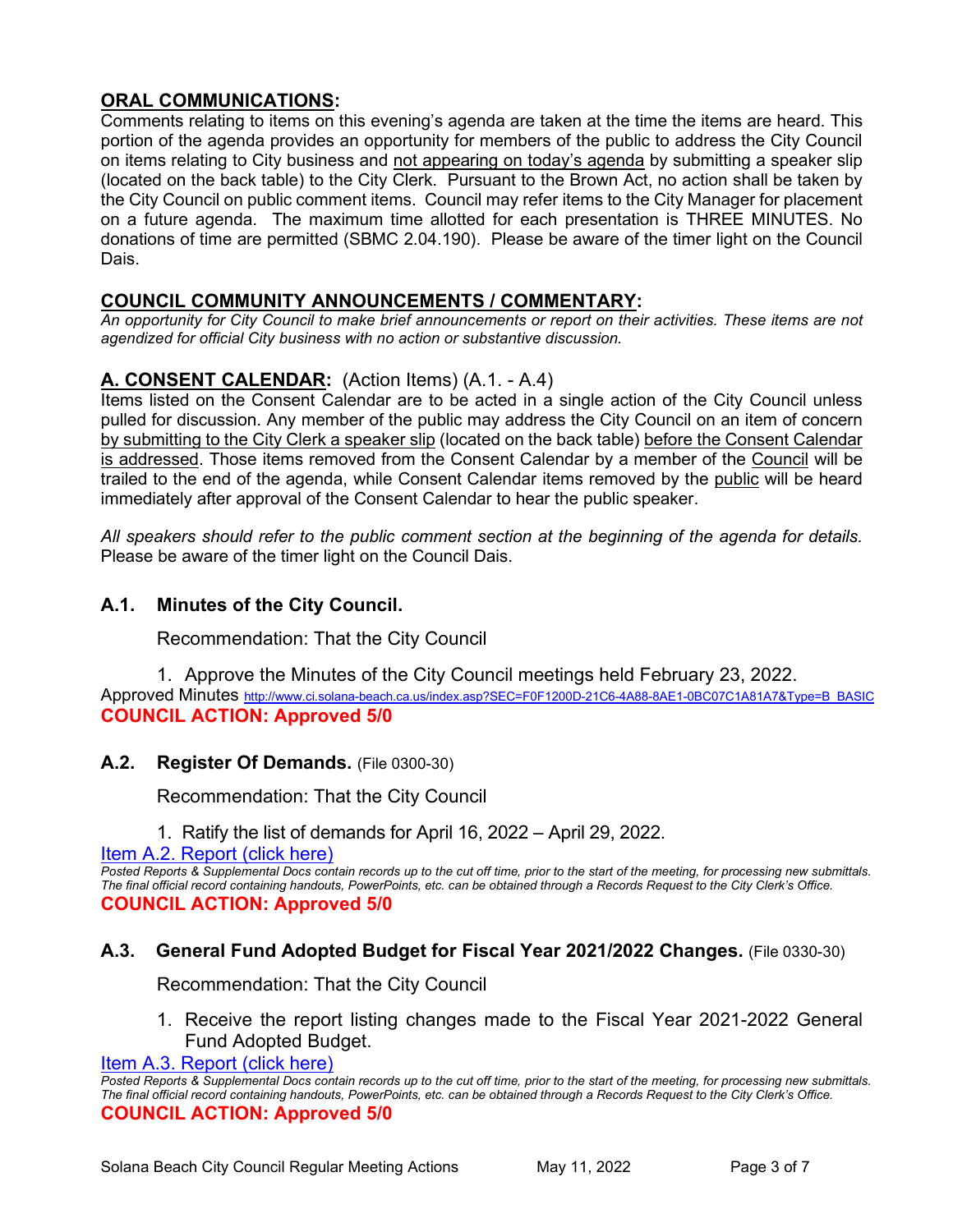## ORAL COMMUNICATIONS:

Comments relating to items on this evening's agenda are taken at the time the items are heard. This portion of the agenda provides an opportunity for members of the public to address the City Council on items relating to City business and not appearing on today's agenda by submitting a speaker slip (located on the back table) to the City Clerk. Pursuant to the Brown Act, no action shall be taken by the City Council on public comment items. Council may refer items to the City Manager for placement on a future agenda. The maximum time allotted for each presentation is THREE MINUTES. No donations of time are permitted (SBMC 2.04.190). Please be aware of the timer light on the Council Dais.

## COUNCIL COMMUNITY ANNOUNCEMENTS / COMMENTARY:

*An opportunity for City Council to make brief announcements or report on their activities. These items are not agendized for official City business with no action or substantive discussion.*

## A. CONSENT CALENDAR: (Action Items) (A.1. - A.4)

Items listed on the Consent Calendar are to be acted in a single action of the City Council unless pulled for discussion. Any member of the public may address the City Council on an item of concern by submitting to the City Clerk a speaker slip (located on the back table) before the Consent Calendar is addressed. Those items removed from the Consent Calendar by a member of the Council will be trailed to the end of the agenda, while Consent Calendar items removed by the public will be heard immediately after approval of the Consent Calendar to hear the public speaker.

*All speakers should refer to the public comment section at the beginning of the agenda for details.* Please be aware of the timer light on the Council Dais.

### A.1. Minutes of the City Council.

Recommendation: That the City Council

1. Approve the Minutes of the City Council meetings held February 23, 2022.

Approved Minutes http://www.ci.solana-beach.ca.us/index.asp?SEC=F0F1200D-21C6-4A88-8AE1-0BC07C1A81A7&Type=B_BASIC

**COUNCIL ACTION: Approved 5/0**

### A.2. Register Of Demands. (File 0300-30)

Recommendation: That the City Council

1. Ratify the list of demands for April 16, 2022 – April 29, 2022.

Item A.2. Report (click here)

*Posted Reports & Supplemental Docs contain records up to the cut off time, prior to the start of the meeting, for processing new submittals. The final official record containing handouts, PowerPoints, etc. can be obtained through a Records Request to the City Clerk's Office.*

**COUNCIL ACTION: Approved 5/0**

### A.3. General Fund Adopted Budget for Fiscal Year 2021/2022 Changes. (File 0330-30)

Recommendation: That the City Council

1. Receive the report listing changes made to the Fiscal Year 2021-2022 General Fund Adopted Budget.

Item A.3. Report (click here)

*Posted Reports & Supplemental Docs contain records up to the cut off time, prior to the start of the meeting, for processing new submittals. The final official record containing handouts, PowerPoints, etc. can be obtained through a Records Request to the City Clerk's Office.*

**COUNCIL ACTION: Approved 5/0**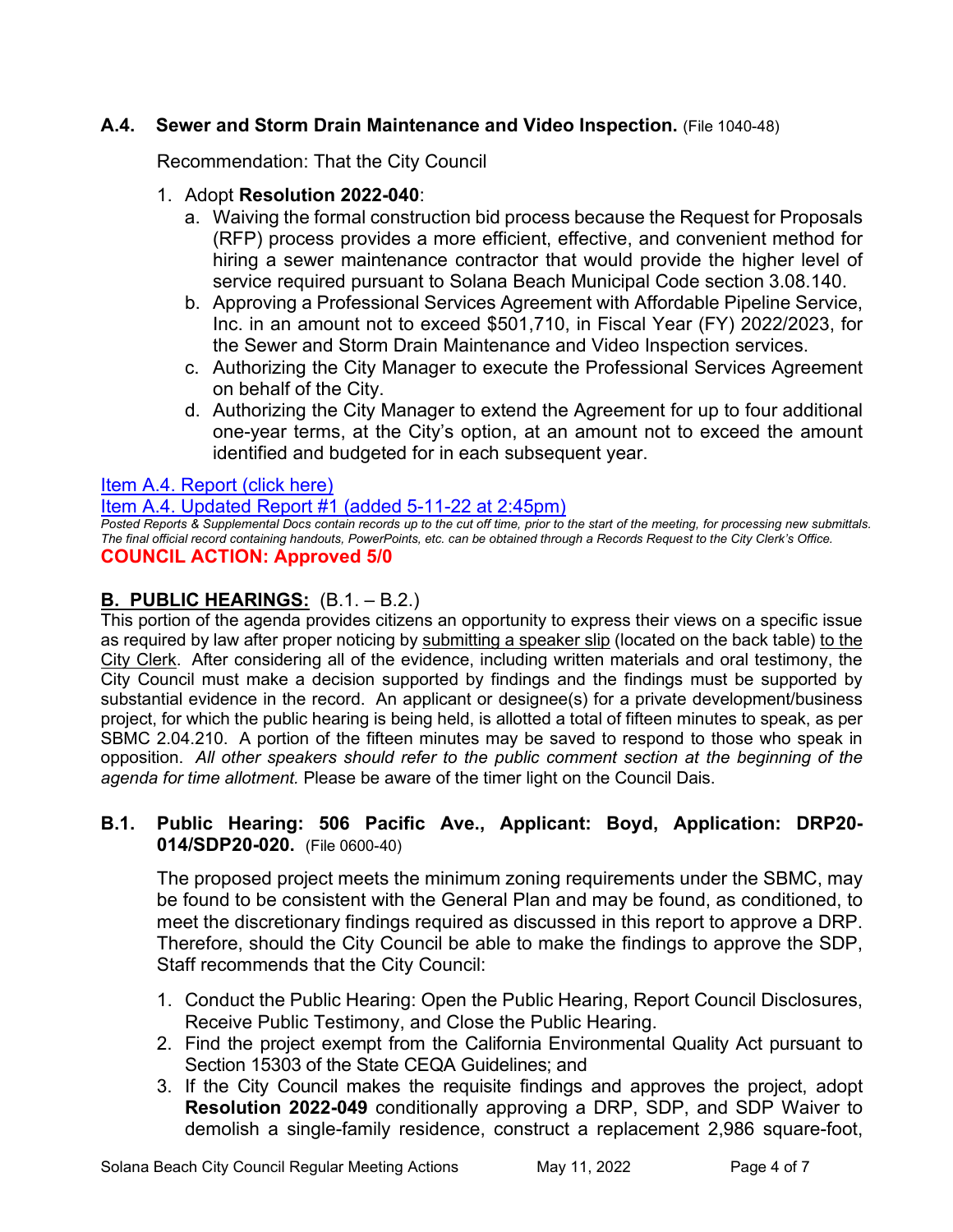### A.4. Sewer and Storm Drain Maintenance and Video Inspection. (File 1040-48)

Recommendation: That the City Council

1. Adopt **Resolution 2022-040**:
   a. Waiving the formal construction bid process because the Request for Proposals (RFP) process provides a more efficient, effective, and convenient method for hiring a sewer maintenance contractor that would provide the higher level of service required pursuant to Solana Beach Municipal Code section 3.08.140.
   b. Approving a Professional Services Agreement with Affordable Pipeline Service, Inc. in an amount not to exceed $501,710, in Fiscal Year (FY) 2022/2023, for the Sewer and Storm Drain Maintenance and Video Inspection services.
   c. Authorizing the City Manager to execute the Professional Services Agreement on behalf of the City.
   d. Authorizing the City Manager to extend the Agreement for up to four additional one-year terms, at the City's option, at an amount not to exceed the amount identified and budgeted for in each subsequent year.

Item A.4. Report (click here)

Item A.4. Updated Report #1 (added 5-11-22 at 2:45pm)

*Posted Reports & Supplemental Docs contain records up to the cut off time, prior to the start of the meeting, for processing new submittals. The final official record containing handouts, PowerPoints, etc. can be obtained through a Records Request to the City Clerk's Office.*

**COUNCIL ACTION: Approved 5/0**

## B. PUBLIC HEARINGS: (B.1. – B.2.)

This portion of the agenda provides citizens an opportunity to express their views on a specific issue as required by law after proper noticing by submitting a speaker slip (located on the back table) to the City Clerk. After considering all of the evidence, including written materials and oral testimony, the City Council must make a decision supported by findings and the findings must be supported by substantial evidence in the record. An applicant or designee(s) for a private development/business project, for which the public hearing is being held, is allotted a total of fifteen minutes to speak, as per SBMC 2.04.210. A portion of the fifteen minutes may be saved to respond to those who speak in opposition. *All other speakers should refer to the public comment section at the beginning of the agenda for time allotment.* Please be aware of the timer light on the Council Dais.

### B.1. Public Hearing: 506 Pacific Ave., Applicant: Boyd, Application: DRP20-014/SDP20-020. (File 0600-40)

The proposed project meets the minimum zoning requirements under the SBMC, may be found to be consistent with the General Plan and may be found, as conditioned, to meet the discretionary findings required as discussed in this report to approve a DRP. Therefore, should the City Council be able to make the findings to approve the SDP, Staff recommends that the City Council:

1. Conduct the Public Hearing: Open the Public Hearing, Report Council Disclosures, Receive Public Testimony, and Close the Public Hearing.
2. Find the project exempt from the California Environmental Quality Act pursuant to Section 15303 of the State CEQA Guidelines; and
3. If the City Council makes the requisite findings and approves the project, adopt **Resolution 2022-049** conditionally approving a DRP, SDP, and SDP Waiver to demolish a single-family residence, construct a replacement 2,986 square-foot,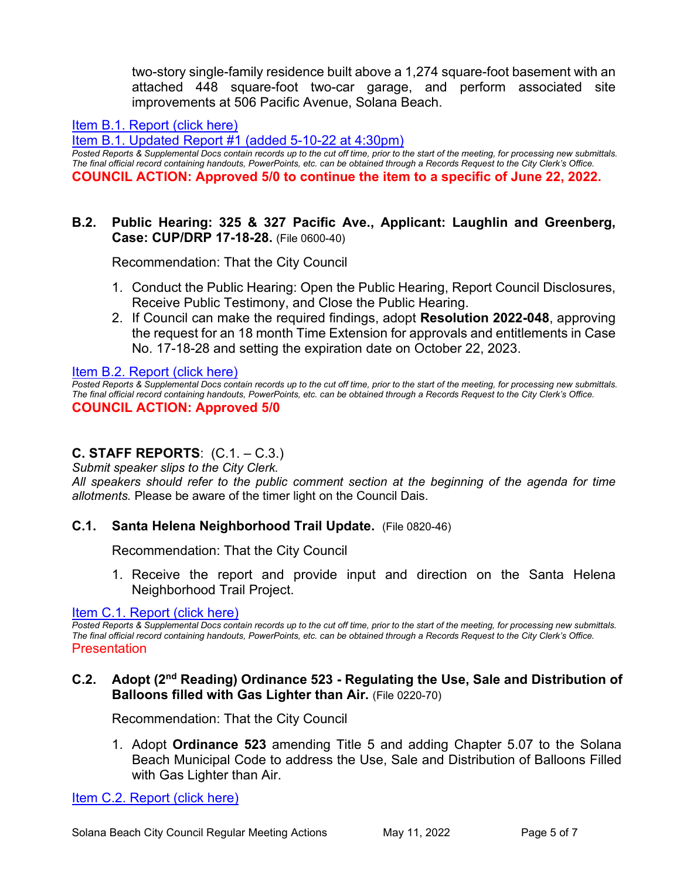two-story single-family residence built above a 1,274 square-foot basement with an attached 448 square-foot two-car garage, and perform associated site improvements at 506 Pacific Avenue, Solana Beach.

Item B.1. Report (click here)

Item B.1. Updated Report #1 (added 5-10-22 at 4:30pm)

*Posted Reports & Supplemental Docs contain records up to the cut off time, prior to the start of the meeting, for processing new submittals. The final official record containing handouts, PowerPoints, etc. can be obtained through a Records Request to the City Clerk's Office.*

**COUNCIL ACTION: Approved 5/0 to continue the item to a specific of June 22, 2022.**

### B.2. Public Hearing: 325 & 327 Pacific Ave., Applicant: Laughlin and Greenberg, Case: CUP/DRP 17-18-28. (File 0600-40)

Recommendation: That the City Council

1. Conduct the Public Hearing: Open the Public Hearing, Report Council Disclosures, Receive Public Testimony, and Close the Public Hearing.
2. If Council can make the required findings, adopt **Resolution 2022-048**, approving the request for an 18 month Time Extension for approvals and entitlements in Case No. 17-18-28 and setting the expiration date on October 22, 2023.

Item B.2. Report (click here)

*Posted Reports & Supplemental Docs contain records up to the cut off time, prior to the start of the meeting, for processing new submittals. The final official record containing handouts, PowerPoints, etc. can be obtained through a Records Request to the City Clerk's Office.*

**COUNCIL ACTION: Approved 5/0**

## C. STAFF REPORTS: (C.1. – C.3.)

*Submit speaker slips to the City Clerk.*

*All speakers should refer to the public comment section at the beginning of the agenda for time allotments.* Please be aware of the timer light on the Council Dais.

### C.1. Santa Helena Neighborhood Trail Update. (File 0820-46)

Recommendation: That the City Council

1. Receive the report and provide input and direction on the Santa Helena Neighborhood Trail Project.

Item C.1. Report (click here)

*Posted Reports & Supplemental Docs contain records up to the cut off time, prior to the start of the meeting, for processing new submittals. The final official record containing handouts, PowerPoints, etc. can be obtained through a Records Request to the City Clerk's Office.*

Presentation

### C.2. Adopt (2nd Reading) Ordinance 523 - Regulating the Use, Sale and Distribution of Balloons filled with Gas Lighter than Air. (File 0220-70)

Recommendation: That the City Council

1. Adopt **Ordinance 523** amending Title 5 and adding Chapter 5.07 to the Solana Beach Municipal Code to address the Use, Sale and Distribution of Balloons Filled with Gas Lighter than Air.

Item C.2. Report (click here)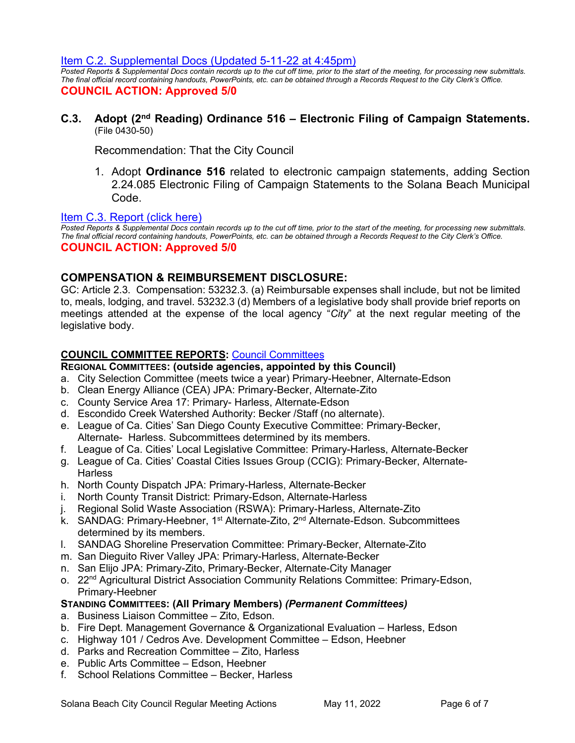[Item C.2. Supplemental Docs (Updated 5-11-22 at 4:45pm)]

*Posted Reports & Supplemental Docs contain records up to the cut off time, prior to the start of the meeting, for processing new submittals. The final official record containing handouts, PowerPoints, etc. can be obtained through a Records Request to the City Clerk's Office.*

**COUNCIL ACTION: Approved 5/0**

### C.3. Adopt (2nd Reading) Ordinance 516 – Electronic Filing of Campaign Statements.

(File 0430-50)

Recommendation: That the City Council

1. Adopt **Ordinance 516** related to electronic campaign statements, adding Section 2.24.085 Electronic Filing of Campaign Statements to the Solana Beach Municipal Code.

[Item C.3. Report (click here)]

*Posted Reports & Supplemental Docs contain records up to the cut off time, prior to the start of the meeting, for processing new submittals. The final official record containing handouts, PowerPoints, etc. can be obtained through a Records Request to the City Clerk's Office.*

**COUNCIL ACTION: Approved 5/0**

## COMPENSATION & REIMBURSEMENT DISCLOSURE:

GC: Article 2.3. Compensation: 53232.3. (a) Reimbursable expenses shall include, but not be limited to, meals, lodging, and travel. 53232.3 (d) Members of a legislative body shall provide brief reports on meetings attended at the expense of the local agency "*City*" at the next regular meeting of the legislative body.

**COUNCIL COMMITTEE REPORTS:** [Council Committees]

**REGIONAL COMMITTEES: (outside agencies, appointed by this Council)**

a. City Selection Committee (meets twice a year) Primary-Heebner, Alternate-Edson
b. Clean Energy Alliance (CEA) JPA: Primary-Becker, Alternate-Zito
c. County Service Area 17: Primary- Harless, Alternate-Edson
d. Escondido Creek Watershed Authority: Becker /Staff (no alternate).
e. League of Ca. Cities' San Diego County Executive Committee: Primary-Becker, Alternate- Harless. Subcommittees determined by its members.
f. League of Ca. Cities' Local Legislative Committee: Primary-Harless, Alternate-Becker
g. League of Ca. Cities' Coastal Cities Issues Group (CCIG): Primary-Becker, Alternate-Harless
h. North County Dispatch JPA: Primary-Harless, Alternate-Becker
i. North County Transit District: Primary-Edson, Alternate-Harless
j. Regional Solid Waste Association (RSWA): Primary-Harless, Alternate-Zito
k. SANDAG: Primary-Heebner, 1st Alternate-Zito, 2nd Alternate-Edson. Subcommittees determined by its members.
l. SANDAG Shoreline Preservation Committee: Primary-Becker, Alternate-Zito
m. San Dieguito River Valley JPA: Primary-Harless, Alternate-Becker
n. San Elijo JPA: Primary-Zito, Primary-Becker, Alternate-City Manager
o. 22nd Agricultural District Association Community Relations Committee: Primary-Edson, Primary-Heebner

**STANDING COMMITTEES: (All Primary Members)** ***(Permanent Committees)***

a. Business Liaison Committee – Zito, Edson.
b. Fire Dept. Management Governance & Organizational Evaluation – Harless, Edson
c. Highway 101 / Cedros Ave. Development Committee – Edson, Heebner
d. Parks and Recreation Committee – Zito, Harless
e. Public Arts Committee – Edson, Heebner
f. School Relations Committee – Becker, Harless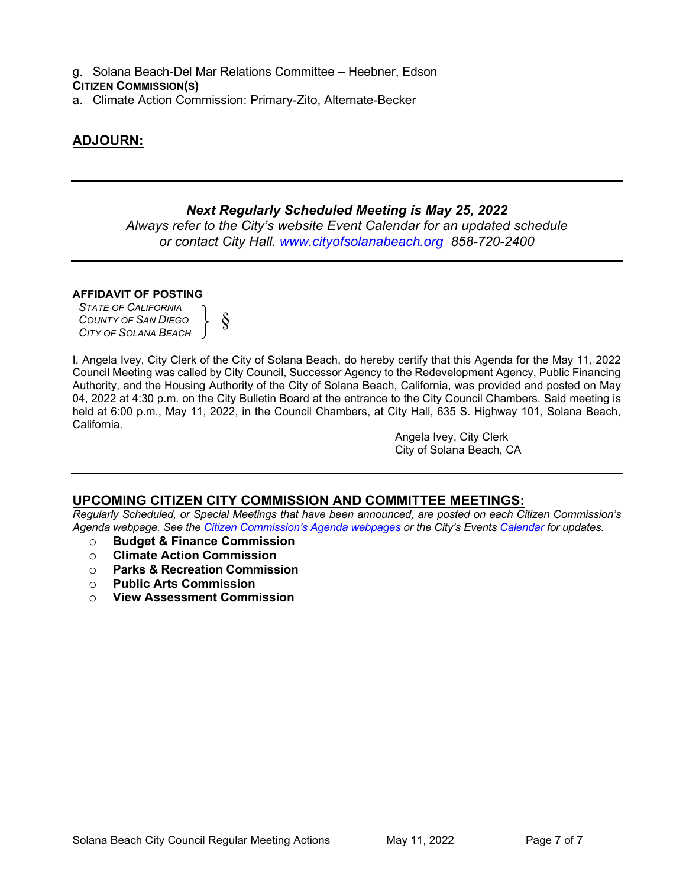g. Solana Beach-Del Mar Relations Committee – Heebner, Edson

**CITIZEN COMMISSION(S)**

a. Climate Action Commission: Primary-Zito, Alternate-Becker

## ADJOURN:

---

***Next Regularly Scheduled Meeting is May 25, 2022***

*Always refer to the City's website Event Calendar for an updated schedule or contact City Hall. [www.cityofsolanabeach.org](http://www.cityofsolanabeach.org) 858-720-2400*

---

**AFFIDAVIT OF POSTING**

*STATE OF CALIFORNIA*
*COUNTY OF SAN DIEGO* } §
*CITY OF SOLANA BEACH*

I, Angela Ivey, City Clerk of the City of Solana Beach, do hereby certify that this Agenda for the May 11, 2022 Council Meeting was called by City Council, Successor Agency to the Redevelopment Agency, Public Financing Authority, and the Housing Authority of the City of Solana Beach, California, was provided and posted on May 04, 2022 at 4:30 p.m. on the City Bulletin Board at the entrance to the City Council Chambers. Said meeting is held at 6:00 p.m., May 11, 2022, in the Council Chambers, at City Hall, 635 S. Highway 101, Solana Beach, California.

Angela Ivey, City Clerk
City of Solana Beach, CA

---

## UPCOMING CITIZEN CITY COMMISSION AND COMMITTEE MEETINGS:

*Regularly Scheduled, or Special Meetings that have been announced, are posted on each Citizen Commission's Agenda webpage. See the Citizen Commission's Agenda webpages or the City's Events Calendar for updates.*

- **Budget & Finance Commission**
- **Climate Action Commission**
- **Parks & Recreation Commission**
- **Public Arts Commission**
- **View Assessment Commission**